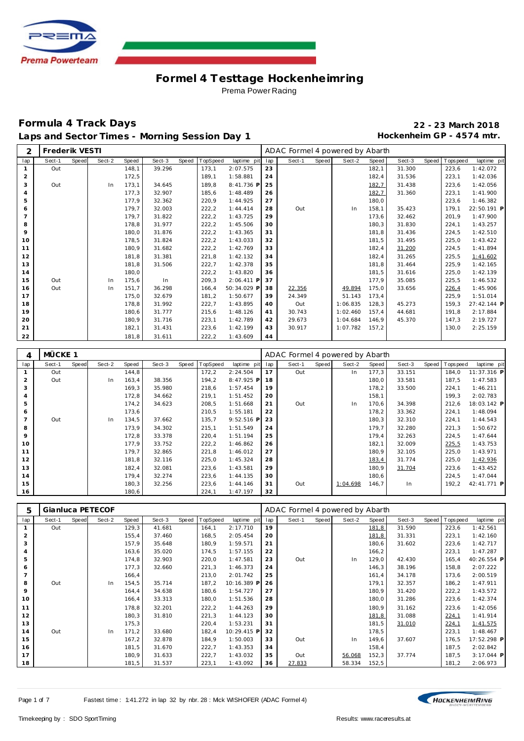# Formel 4 Testtage Hockenheimring

Prema Power Racing

## Formula 4 Track Days

**22 - 23 March 2018**

## Laps and Sector Times - Morning Session Day 1

**Hockenheim GP - 4574 mtr.**

| 2 | Frederik VESTI | | | | | | | | ADAC Formel 4 powered by Abarth | | | | | | | | |
|---|---|---|---|---|---|---|---|---|---|---|---|---|---|---|---|---|---|
| lap | Sect-1 | Speed | Sect-2 | Speed | Sect-3 | Speed | TopSpeed | laptime pit | lap | Sect-1 | Speed | Sect-2 | Speed | Sect-3 | Speed | Topspeed | laptime pit |
| 1 | Out | | | 148,1 | 39.296 | | 173,1 | 2:07.575 | 23 | | | | 182,1 | 31.300 | | 223,6 | 1:42.072 |
| 2 | | | | 172,5 | | | 189,1 | 1:58.881 | 24 | | | | 182,4 | 31.536 | | 223,1 | 1:42.036 |
| 3 | Out | | In | 173,1 | 34.645 | | 189,8 | 8:41.736 P | 25 | | | | 182,7 | 31.438 | | 223,6 | 1:42.056 |
| 4 | | | | 177,3 | 32.907 | | 185,6 | 1:48.489 | 26 | | | | 182,7 | 31.360 | | 223,1 | 1:41.900 |
| 5 | | | | 177,9 | 32.362 | | 220,9 | 1:44.925 | 27 | | | | 180,0 | | | 223,6 | 1:46.382 |
| 6 | | | | 179,7 | 32.003 | | 222,2 | 1:44.414 | 28 | Out | | In | 158,1 | 35.423 | | 179,1 | 22:50.191 P |
| 7 | | | | 179,7 | 31.822 | | 222,2 | 1:43.725 | 29 | | | | 173,6 | 32.462 | | 201,9 | 1:47.900 |
| 8 | | | | 178,8 | 31.977 | | 222,2 | 1:45.506 | 30 | | | | 180,3 | 31.830 | | 224,1 | 1:43.257 |
| 9 | | | | 180,0 | 31.876 | | 222,2 | 1:43.365 | 31 | | | | 181,8 | 31.436 | | 224,5 | 1:42.510 |
| 10 | | | | 178,5 | 31.824 | | 222,2 | 1:43.033 | 32 | | | | 181,5 | 31.495 | | 225,0 | 1:43.422 |
| 11 | | | | 180,9 | 31.682 | | 222,2 | 1:42.769 | 33 | | | | 182,4 | 31.200 | | 224,5 | 1:41.894 |
| 12 | | | | 181,8 | 31.381 | | 221,8 | 1:42.132 | 34 | | | | 182,4 | 31.265 | | 225,5 | 1:41.602 |
| 13 | | | | 181,8 | 31.506 | | 222,7 | 1:42.378 | 35 | | | | 181,8 | 31.464 | | 225,9 | 1:42.165 |
| 14 | | | | 180,0 | | | 222,2 | 1:43.820 | 36 | | | | 181,5 | 31.616 | | 225,0 | 1:42.139 |
| 15 | Out | | In | 175,6 | In | | 209,3 | 2:06.411 P | 37 | | | | 177,9 | 35.085 | | 225,5 | 1:46.532 |
| 16 | Out | | In | 151,7 | 36.298 | | 166,4 | 50:34.029 P | 38 | 22.356 | | 49.894 | 175,0 | 33.656 | | 226,4 | 1:45.906 |
| 17 | | | | 175,0 | 32.679 | | 181,2 | 1:50.677 | 39 | 24.349 | | 51.143 | 173,4 | | | 225,9 | 1:51.014 |
| 18 | | | | 178,8 | 31.992 | | 222,7 | 1:43.895 | 40 | Out | | 1:06.835 | 128,3 | 45.273 | | 159,3 | 27:42.144 P |
| 19 | | | | 180,6 | 31.777 | | 215,6 | 1:48.126 | 41 | 30.743 | | 1:02.460 | 157,4 | 44.681 | | 191,8 | 2:17.884 |
| 20 | | | | 180,9 | 31.716 | | 223,1 | 1:42.789 | 42 | 29.673 | | 1:04.684 | 146,9 | 45.370 | | 147,3 | 2:19.727 |
| 21 | | | | 182,1 | 31.431 | | 223,6 | 1:42.199 | 43 | 30.917 | | 1:07.782 | 157,2 | | | 130,0 | 2:25.159 |
| 22 | | | | 181,8 | 31.611 | | 222,2 | 1:43.609 | 44 | | | | | | | | |

| 4 | MÜCKE 1 | | | | | | | | ADAC Formel 4 powered by Abarth | | | | | | | | |
|---|---|---|---|---|---|---|---|---|---|---|---|---|---|---|---|---|---|
| lap | Sect-1 | Speed | Sect-2 | Speed | Sect-3 | Speed | TopSpeed | laptime pit | lap | Sect-1 | Speed | Sect-2 | Speed | Sect-3 | Speed | Topspeed | laptime pit |
| 1 | Out | | | 144,8 | | | 172,2 | 2:24.504 | 17 | Out | | In | 177,3 | 33.151 | | 184,0 | 11:37.316 P |
| 2 | Out | | In | 163,4 | 38.356 | | 194,2 | 8:47.925 P | 18 | | | | 180,0 | 33.581 | | 187,5 | 1:47.583 |
| 3 | | | | 169,3 | 35.980 | | 218,6 | 1:57.454 | 19 | | | | 178,2 | 33.500 | | 224,1 | 1:46.211 |
| 4 | | | | 172,8 | 34.662 | | 219,1 | 1:51.452 | 20 | | | | 158,1 | | | 199,3 | 2:02.783 |
| 5 | | | | 174,2 | 34.623 | | 208,5 | 1:51.668 | 21 | Out | | In | 170,6 | 34.398 | | 212,6 | 18:03.142 P |
| 6 | | | | 173,6 | | | 210,5 | 1:55.181 | 22 | | | | 178,2 | 33.362 | | 224,1 | 1:48.094 |
| 7 | Out | | In | 134,5 | 37.662 | | 135,7 | 9:52.516 P | 23 | | | | 180,3 | 32.310 | | 224,1 | 1:44.543 |
| 8 | | | | 173,9 | 34.302 | | 215,1 | 1:51.549 | 24 | | | | 179,7 | 32.280 | | 221,3 | 1:50.672 |
| 9 | | | | 172,8 | 33.378 | | 220,4 | 1:51.194 | 25 | | | | 179,4 | 32.263 | | 224,5 | 1:47.644 |
| 10 | | | | 177,9 | 33.752 | | 222,2 | 1:46.862 | 26 | | | | 182,1 | 32.009 | | 225,5 | 1:43.753 |
| 11 | | | | 179,7 | 32.865 | | 221,8 | 1:46.012 | 27 | | | | 180,9 | 32.105 | | 225,0 | 1:43.971 |
| 12 | | | | 181,8 | 32.116 | | 225,0 | 1:45.324 | 28 | | | | 183,4 | 31.774 | | 225,0 | 1:42.936 |
| 13 | | | | 182,4 | 32.081 | | 223,6 | 1:43.581 | 29 | | | | 180,9 | 31.704 | | 223,6 | 1:43.452 |
| 14 | | | | 179,4 | 32.274 | | 223,6 | 1:44.135 | 30 | | | | 180,6 | | | 224,5 | 1:47.044 |
| 15 | | | | 180,3 | 32.256 | | 223,6 | 1:44.146 | 31 | Out | | 1:04.698 | 146,7 | In | | 192,2 | 42:41.771 P |
| 16 | | | | 180,6 | | | 224,1 | 1:47.197 | 32 | | | | | | | | |

| 5 | Gianluca PETECOF | | | | | | | | ADAC Formel 4 powered by Abarth | | | | | | | | |
|---|---|---|---|---|---|---|---|---|---|---|---|---|---|---|---|---|---|
| lap | Sect-1 | Speed | Sect-2 | Speed | Sect-3 | Speed | TopSpeed | laptime pit | lap | Sect-1 | Speed | Sect-2 | Speed | Sect-3 | Speed | Topspeed | laptime pit |
| 1 | Out | | | 129,3 | 41.681 | | 164,1 | 2:17.710 | 19 | | | | 181,8 | 31.590 | | 223,6 | 1:42.561 |
| 2 | | | | 155,4 | 37.460 | | 168,5 | 2:05.454 | 20 | | | | 181,8 | 31.331 | | 223,1 | 1:42.160 |
| 3 | | | | 157,9 | 35.648 | | 180,9 | 1:59.571 | 21 | | | | 180,6 | 31.602 | | 223,6 | 1:42.717 |
| 4 | | | | 163,6 | 35.020 | | 174,5 | 1:57.155 | 22 | | | | 166,2 | | | 223,1 | 1:47.287 |
| 5 | | | | 174,8 | 32.903 | | 220,0 | 1:47.581 | 23 | Out | | In | 129,0 | 42.430 | | 165,4 | 40:26.554 P |
| 6 | | | | 177,3 | 32.660 | | 221,3 | 1:46.373 | 24 | | | | 146,3 | 38.196 | | 158,8 | 2:07.222 |
| 7 | | | | 166,4 | | | 213,0 | 2:01.742 | 25 | | | | 161,4 | 34.178 | | 173,6 | 2:00.519 |
| 8 | Out | | In | 154,5 | 35.714 | | 187,2 | 10:16.389 P | 26 | | | | 179,1 | 32.357 | | 186,2 | 1:47.911 |
| 9 | | | | 164,4 | 34.638 | | 180,6 | 1:54.727 | 27 | | | | 180,9 | 31.420 | | 222,2 | 1:43.572 |
| 10 | | | | 166,4 | 33.313 | | 180,0 | 1:51.536 | 28 | | | | 180,0 | 31.286 | | 223,6 | 1:42.374 |
| 11 | | | | 178,8 | 32.201 | | 222,2 | 1:44.263 | 29 | | | | 180,9 | 31.162 | | 223,6 | 1:42.056 |
| 12 | | | | 180,3 | 31.810 | | 221,3 | 1:44.123 | 30 | | | | 181,8 | 31.088 | | 224,1 | 1:41.914 |
| 13 | | | | 175,3 | | | 220,4 | 1:53.231 | 31 | | | | 181,5 | 31.010 | | 224,1 | 1:41.575 |
| 14 | Out | | In | 171,2 | 33.680 | | 182,4 | 10:29.415 P | 32 | | | | 178,5 | | | 223,1 | 1:48.467 |
| 15 | | | | 167,2 | 32.878 | | 184,9 | 1:50.003 | 33 | Out | | In | 149,6 | 37.607 | | 176,5 | 17:52.298 P |
| 16 | | | | 181,5 | 31.670 | | 222,7 | 1:43.353 | 34 | | | | 158,4 | | | 187,5 | 2:02.842 |
| 17 | | | | 180,9 | 31.633 | | 222,7 | 1:43.032 | 35 | Out | | 56.068 | 152,3 | 37.774 | | 187,5 | 3:17.044 P |
| 18 | | | | 181,5 | 31.537 | | 223,1 | 1:43.092 | 36 | 27.833 | | 58.334 | 152,5 | | | 181,2 | 2:06.973 |

Fastest time : 1:41.272 in lap 32 by nbr. 28 : Mick WISHOFER (ADAC Formel 4)

Timekeeping by : SDO SportTiming

Results: www.raceresults.at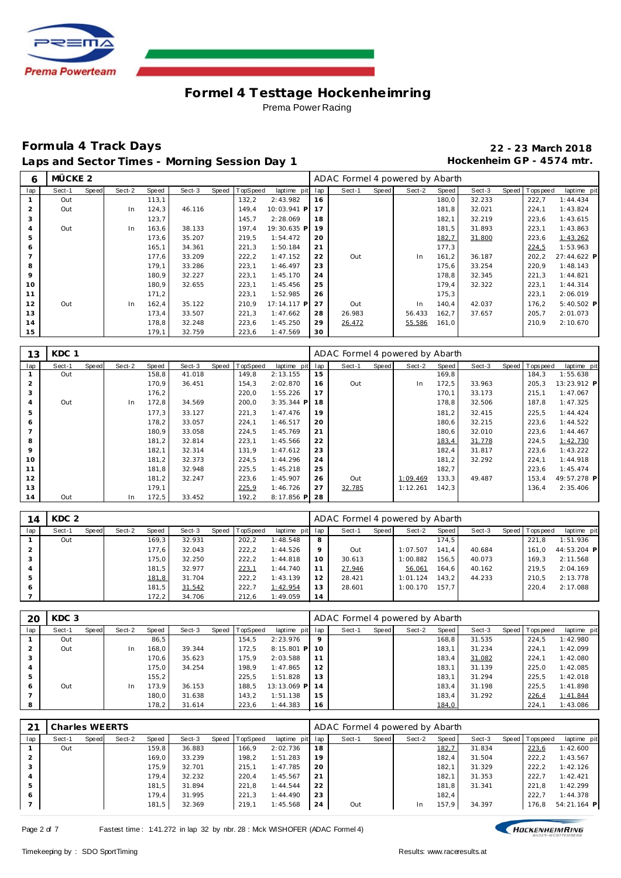# Formel 4 Testtage Hockenheimring

Prema Power Racing

## Formula 4 Track Days

## Laps and Sector Times - Morning Session Day 1

**22 - 23 March 2018**

**Hockenheim GP - 4574 mtr.**

| 6 | MÜCKE 2 | | | | | | | | | ADAC Formel 4 powered by Abarth | | | | | | | | |
|---|---|---|---|---|---|---|---|---|---|---|---|---|---|---|---|---|---|---|
| lap | Sect-1 | Speed | Sect-2 | Speed | Sect-3 | Speed | TopSpeed | laptime pit | lap | Sect-1 | Speed | Sect-2 | Speed | Sect-3 | Speed | Topspeed | laptime pit |
| 1 | Out | | | 113,1 | | | 132,2 | 2:43.982 | 16 | | | | 180,0 | 32.233 | | 222,7 | 1:44.434 |
| 2 | Out | | In | 124,3 | 46.116 | | 149,4 | 10:03.941 P | 17 | | | | 181,8 | 32.021 | | 224,1 | 1:43.824 |
| 3 | | | | 123,7 | | | 145,7 | 2:28.069 | 18 | | | | 182,1 | 32.219 | | 223,6 | 1:43.615 |
| 4 | Out | | In | 163,6 | 38.133 | | 197,4 | 19:30.635 P | 19 | | | | 181,5 | 31.893 | | 223,1 | 1:43.863 |
| 5 | | | | 173,6 | 35.207 | | 219,5 | 1:54.472 | 20 | | | | 182,7 | 31.800 | | 223,6 | 1:43.262 |
| 6 | | | | 165,1 | 34.361 | | 221,3 | 1:50.184 | 21 | | | | 177,3 | | | 224,5 | 1:53.963 |
| 7 | | | | 177,6 | 33.209 | | 222,2 | 1:47.152 | 22 | Out | | In | 161,2 | 36.187 | | 202,2 | 27:44.622 P |
| 8 | | | | 179,1 | 33.286 | | 223,1 | 1:46.497 | 23 | | | | 175,6 | 33.254 | | 220,9 | 1:48.143 |
| 9 | | | | 180,9 | 32.227 | | 223,1 | 1:45.170 | 24 | | | | 178,8 | 32.345 | | 221,3 | 1:44.821 |
| 10 | | | | 180,9 | 32.655 | | 223,1 | 1:45.456 | 25 | | | | 179,4 | 32.322 | | 223,1 | 1:44.314 |
| 11 | | | | 171,2 | | | 223,1 | 1:52.985 | 26 | | | | 175,3 | | | 223,1 | 2:06.019 |
| 12 | Out | | In | 162,4 | 35.122 | | 210,9 | 17:14.117 P | 27 | Out | | In | 140,4 | 42.037 | | 176,2 | 5:40.502 P |
| 13 | | | | 173,4 | 33.507 | | 221,3 | 1:47.662 | 28 | 26.983 | | 56.433 | 162,7 | 37.657 | | 205,7 | 2:01.073 |
| 14 | | | | 178,8 | 32.248 | | 223,6 | 1:45.250 | 29 | 26.472 | | 55.586 | 161,0 | | | 210,9 | 2:10.670 |
| 15 | | | | 179,1 | 32.759 | | 223,6 | 1:47.569 | 30 | | | | | | | | |

| 13 | KDC 1 | | | | | | | | | ADAC Formel 4 powered by Abarth | | | | | | | | |
|---|---|---|---|---|---|---|---|---|---|---|---|---|---|---|---|---|---|---|
| lap | Sect-1 | Speed | Sect-2 | Speed | Sect-3 | Speed | TopSpeed | laptime pit | lap | Sect-1 | Speed | Sect-2 | Speed | Sect-3 | Speed | Topspeed | laptime pit |
| 1 | Out | | | 158,8 | 41.018 | | 149,8 | 2:13.155 | 15 | | | | 169,8 | | | 184,3 | 1:55.638 |
| 2 | | | | 170,9 | 36.451 | | 154,3 | 2:02.870 | 16 | Out | | In | 172,5 | 33.963 | | 205,3 | 13:23.912 P |
| 3 | | | | 176,2 | | | 220,0 | 1:55.226 | 17 | | | | 170,1 | 33.173 | | 215,1 | 1:47.067 |
| 4 | Out | | In | 172,8 | 34.569 | | 200,0 | 3:35.344 P | 18 | | | | 178,8 | 32.506 | | 187,8 | 1:47.325 |
| 5 | | | | 177,3 | 33.127 | | 221,3 | 1:47.476 | 19 | | | | 181,2 | 32.415 | | 225,5 | 1:44.424 |
| 6 | | | | 178,2 | 33.057 | | 224,1 | 1:46.517 | 20 | | | | 180,6 | 32.215 | | 223,6 | 1:44.522 |
| 7 | | | | 180,9 | 33.058 | | 224,5 | 1:45.769 | 21 | | | | 180,6 | 32.010 | | 223,6 | 1:44.467 |
| 8 | | | | 181,2 | 32.814 | | 223,1 | 1:45.566 | 22 | | | | 183,4 | 31.778 | | 224,5 | 1:42.730 |
| 9 | | | | 182,1 | 32.314 | | 131,9 | 1:47.612 | 23 | | | | 182,4 | 31.817 | | 223,6 | 1:43.222 |
| 10 | | | | 181,2 | 32.373 | | 224,5 | 1:44.296 | 24 | | | | 181,2 | 32.292 | | 224,1 | 1:44.918 |
| 11 | | | | 181,8 | 32.948 | | 225,5 | 1:45.218 | 25 | | | | 182,7 | | | 223,6 | 1:45.474 |
| 12 | | | | 181,2 | 32.247 | | 223,6 | 1:45.907 | 26 | Out | | 1:09.469 | 133,3 | 49.487 | | 153,4 | 49:57.278 P |
| 13 | | | | 179,1 | | | 225,9 | 1:46.726 | 27 | 32.785 | | 1:12.261 | 142,3 | | | 136,4 | 2:35.406 |
| 14 | Out | | In | 172,5 | 33.452 | | 192,2 | 8:17.856 P | 28 | | | | | | | | |

| 14 | KDC 2 | | | | | | | | | ADAC Formel 4 powered by Abarth | | | | | | | | |
|---|---|---|---|---|---|---|---|---|---|---|---|---|---|---|---|---|---|---|
| lap | Sect-1 | Speed | Sect-2 | Speed | Sect-3 | Speed | TopSpeed | laptime pit | lap | Sect-1 | Speed | Sect-2 | Speed | Sect-3 | Speed | Topspeed | laptime pit |
| 1 | Out | | | 169,3 | 32.931 | | 202,2 | 1:48.548 | 8 | | | | 174,5 | | | 221,8 | 1:51.936 |
| 2 | | | | 177,6 | 32.043 | | 222,2 | 1:44.526 | 9 | Out | | 1:07.507 | 141,4 | 40.684 | | 161,0 | 44:53.204 P |
| 3 | | | | 175,0 | 32.250 | | 222,2 | 1:44.818 | 10 | 30.613 | | 1:00.882 | 156,5 | 40.073 | | 169,3 | 2:11.568 |
| 4 | | | | 181,5 | 32.977 | | 223,1 | 1:44.740 | 11 | 27.946 | | 56.061 | 164,6 | 40.162 | | 219,5 | 2:04.169 |
| 5 | | | | 181,8 | 31.704 | | 222,2 | 1:43.139 | 12 | 28.421 | | 1:01.124 | 143,2 | 44.233 | | 210,5 | 2:13.778 |
| 6 | | | | 181,5 | 31.542 | | 222,7 | 1:42.954 | 13 | 28.601 | | 1:00.170 | 157,7 | | | 220,4 | 2:17.088 |
| 7 | | | | 172,2 | 34.706 | | 212,6 | 1:49.059 | 14 | | | | | | | | |

| 20 | KDC 3 | | | | | | | | | ADAC Formel 4 powered by Abarth | | | | | | | | |
|---|---|---|---|---|---|---|---|---|---|---|---|---|---|---|---|---|---|---|
| lap | Sect-1 | Speed | Sect-2 | Speed | Sect-3 | Speed | TopSpeed | laptime pit | lap | Sect-1 | Speed | Sect-2 | Speed | Sect-3 | Speed | Topspeed | laptime pit |
| 1 | Out | | | 86,5 | | | 154,5 | 2:23.976 | 9 | | | | 168,8 | 31.535 | | 224,5 | 1:42.980 |
| 2 | Out | | In | 168,0 | 39.344 | | 172,5 | 8:15.801 P | 10 | | | | 183,1 | 31.234 | | 224,1 | 1:42.099 |
| 3 | | | | 170,6 | 35.623 | | 175,9 | 2:03.588 | 11 | | | | 183,4 | 31.082 | | 224,1 | 1:42.080 |
| 4 | | | | 175,0 | 34.254 | | 198,9 | 1:47.865 | 12 | | | | 183,1 | 31.139 | | 225,0 | 1:42.085 |
| 5 | | | | 155,2 | | | 225,5 | 1:51.828 | 13 | | | | 183,1 | 31.294 | | 225,5 | 1:42.018 |
| 6 | Out | | In | 173,9 | 36.153 | | 188,5 | 13:13.069 P | 14 | | | | 183,4 | 31.198 | | 225,5 | 1:41.898 |
| 7 | | | | 180,0 | 31.638 | | 143,2 | 1:51.138 | 15 | | | | 183,4 | 31.292 | | 226,4 | 1:41.844 |
| 8 | | | | 178,2 | 31.614 | | 223,6 | 1:44.383 | 16 | | | | 184,0 | | | 224,1 | 1:43.086 |

| 21 | Charles WEERTS | | | | | | | | | ADAC Formel 4 powered by Abarth | | | | | | | | |
|---|---|---|---|---|---|---|---|---|---|---|---|---|---|---|---|---|---|---|
| lap | Sect-1 | Speed | Sect-2 | Speed | Sect-3 | Speed | TopSpeed | laptime pit | lap | Sect-1 | Speed | Sect-2 | Speed | Sect-3 | Speed | Topspeed | laptime pit |
| 1 | Out | | | 159,8 | 36.883 | | 166,9 | 2:02.736 | 18 | | | | 182,7 | 31.834 | | 223,6 | 1:42.600 |
| 2 | | | | 169,0 | 33.239 | | 198,2 | 1:51.283 | 19 | | | | 182,4 | 31.504 | | 222,2 | 1:43.567 |
| 3 | | | | 175,9 | 32.701 | | 215,1 | 1:47.785 | 20 | | | | 182,1 | 31.329 | | 222,2 | 1:42.126 |
| 4 | | | | 179,4 | 32.232 | | 220,4 | 1:45.567 | 21 | | | | 182,1 | 31.353 | | 222,7 | 1:42.421 |
| 5 | | | | 181,5 | 31.894 | | 221,8 | 1:44.544 | 22 | | | | 181,8 | 31.341 | | 221,8 | 1:42.299 |
| 6 | | | | 179,4 | 31.995 | | 221,3 | 1:44.490 | 23 | | | | 182,4 | | | 222,7 | 1:44.378 |
| 7 | | | | 181,5 | 32.369 | | 219,1 | 1:45.568 | 24 | Out | | In | 157,9 | 34.397 | | 176,8 | 54:21.164 P |

Fastest time : 1:41.272 in lap 32 by nbr. 28 : Mick WISHOFER (ADAC Formel 4)

Timekeeping by : SDO SportTiming

Results: www.raceresults.at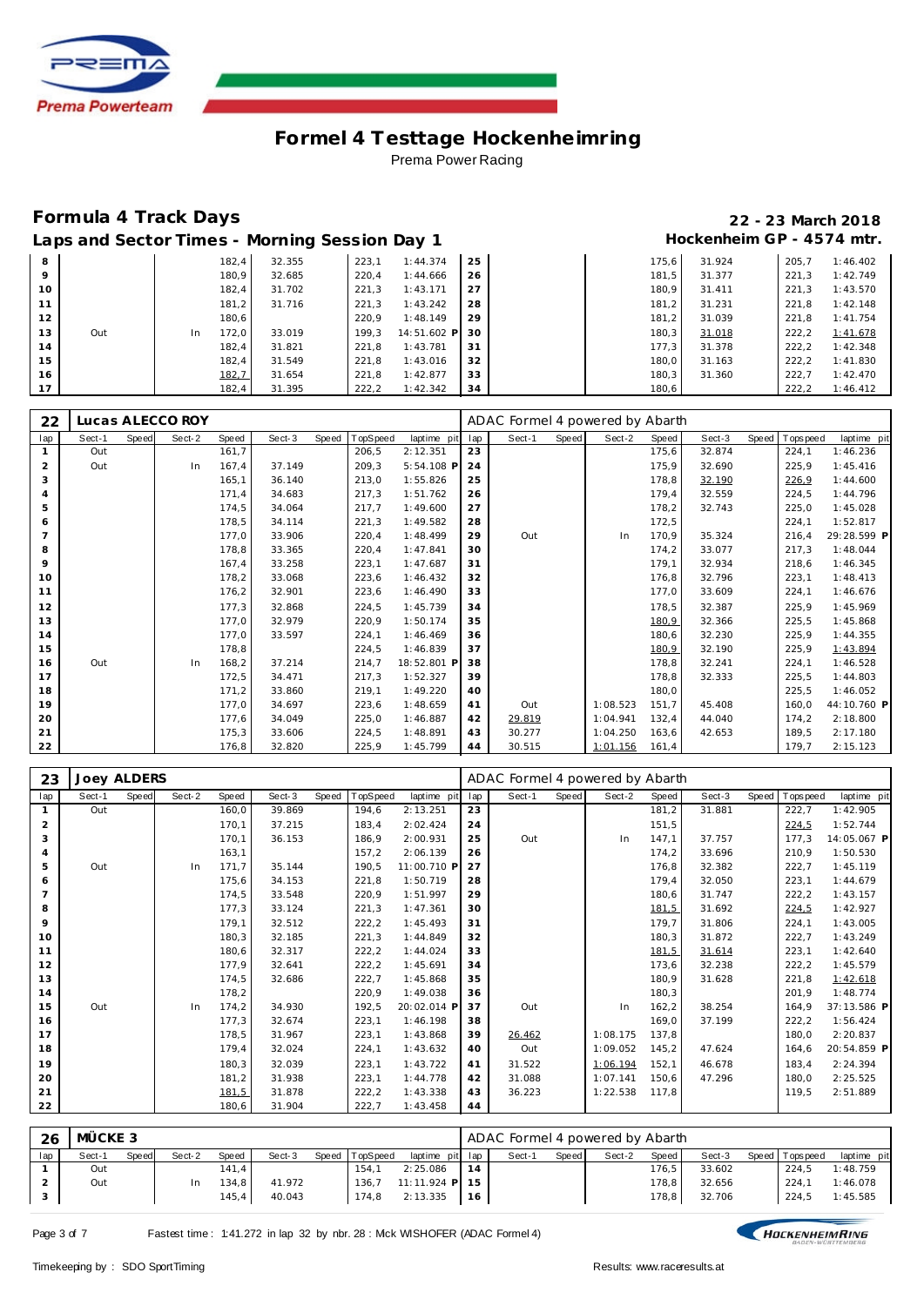# Formel 4 Testtage Hockenheimring

Prema Power Racing

## Formula 4 Track Days

**22 - 23 March 2018**

### Laps and Sector Times - Morning Session Day 1

**Hockenheim GP - 4574 mtr.**

| lap | Sect-1 | Speed | Sect-2 | Speed | Sect-3 | Speed | TopSpeed | laptime pit | lap | Sect-1 | Speed | Sect-2 | Speed | Sect-3 | Speed | Topspeed | laptime pit |
|---|---|---|---|---|---|---|---|---|---|---|---|---|---|---|---|---|---|
| 8 | | | | 182,4 | 32.355 | | 223,1 | 1:44.374 | 25 | | | | 175,6 | 31.924 | | 205,7 | 1:46.402 |
| 9 | | | | 180,9 | 32.685 | | 220,4 | 1:44.666 | 26 | | | | 181,5 | 31.377 | | 221,3 | 1:42.749 |
| 10 | | | | 182,4 | 31.702 | | 221,3 | 1:43.171 | 27 | | | | 180,9 | 31.411 | | 221,3 | 1:43.570 |
| 11 | | | | 181,2 | 31.716 | | 221,3 | 1:43.242 | 28 | | | | 181,2 | 31.231 | | 221,8 | 1:42.148 |
| 12 | | | | 180,6 | | | 220,9 | 1:48.149 | 29 | | | | 181,2 | 31.039 | | 221,8 | 1:41.754 |
| 13 | Out | | In | 172,0 | 33.019 | | 199,3 | 14:51.602 P | 30 | | | | 180,3 | 31.018 | | 222,2 | 1:41.678 |
| 14 | | | | 182,4 | 31.821 | | 221,8 | 1:43.781 | 31 | | | | 177,3 | 31.378 | | 222,2 | 1:42.348 |
| 15 | | | | 182,4 | 31.549 | | 221,8 | 1:43.016 | 32 | | | | 180,0 | 31.163 | | 222,2 | 1:41.830 |
| 16 | | | | 182,7 | 31.654 | | 221,8 | 1:42.877 | 33 | | | | 180,3 | 31.360 | | 222,7 | 1:42.470 |
| 17 | | | | 182,4 | 31.395 | | 222,2 | 1:42.342 | 34 | | | | 180,6 | | | 222,2 | 1:46.412 |

**22 Lucas ALECCO ROY** — ADAC Formel 4 powered by Abarth

| lap | Sect-1 | Speed | Sect-2 | Speed | Sect-3 | Speed | TopSpeed | laptime pit | lap | Sect-1 | Speed | Sect-2 | Speed | Sect-3 | Speed | Topspeed | laptime pit |
|---|---|---|---|---|---|---|---|---|---|---|---|---|---|---|---|---|---|
| 1 | Out | | | 161,7 | | | 206,5 | 2:12.351 | 23 | | | | 175,6 | 32.874 | | 224,1 | 1:46.236 |
| 2 | Out | | In | 167,4 | 37.149 | | 209,3 | 5:54.108 P | 24 | | | | 175,9 | 32.690 | | 225,9 | 1:45.416 |
| 3 | | | | 165,1 | 36.140 | | 213,0 | 1:55.826 | 25 | | | | 178,8 | 32.190 | | 226,9 | 1:44.600 |
| 4 | | | | 171,4 | 34.683 | | 217,3 | 1:51.762 | 26 | | | | 179,4 | 32.559 | | 224,5 | 1:44.796 |
| 5 | | | | 174,5 | 34.064 | | 217,7 | 1:49.600 | 27 | | | | 178,2 | 32.743 | | 225,0 | 1:45.028 |
| 6 | | | | 178,5 | 34.114 | | 221,3 | 1:49.582 | 28 | | | | 172,5 | | | 224,1 | 1:52.817 |
| 7 | | | | 177,0 | 33.906 | | 220,4 | 1:48.499 | 29 | Out | | In | 170,9 | 35.324 | | 216,4 | 29:28.599 P |
| 8 | | | | 178,8 | 33.365 | | 220,4 | 1:47.841 | 30 | | | | 174,2 | 33.077 | | 217,3 | 1:48.044 |
| 9 | | | | 167,4 | 33.258 | | 223,1 | 1:47.687 | 31 | | | | 179,1 | 32.934 | | 218,6 | 1:46.345 |
| 10 | | | | 178,2 | 33.068 | | 223,6 | 1:46.432 | 32 | | | | 176,8 | 32.796 | | 223,1 | 1:48.413 |
| 11 | | | | 176,2 | 32.901 | | 223,6 | 1:46.490 | 33 | | | | 177,0 | 33.609 | | 224,1 | 1:46.676 |
| 12 | | | | 177,3 | 32.868 | | 224,5 | 1:45.739 | 34 | | | | 178,5 | 32.387 | | 225,9 | 1:45.969 |
| 13 | | | | 177,0 | 32.979 | | 220,9 | 1:50.174 | 35 | | | | 180,9 | 32.366 | | 225,5 | 1:45.868 |
| 14 | | | | 177,0 | 33.597 | | 224,1 | 1:46.469 | 36 | | | | 180,6 | 32.230 | | 225,9 | 1:44.355 |
| 15 | | | | 178,8 | | | 224,5 | 1:46.839 | 37 | | | | 180,9 | 32.190 | | 225,9 | 1:43.894 |
| 16 | Out | | In | 168,2 | 37.214 | | 214,7 | 18:52.801 P | 38 | | | | 178,8 | 32.241 | | 224,1 | 1:46.528 |
| 17 | | | | 172,5 | 34.471 | | 217,3 | 1:52.327 | 39 | | | | 178,8 | 32.333 | | 225,5 | 1:44.803 |
| 18 | | | | 171,2 | 33.860 | | 219,1 | 1:49.220 | 40 | | | | 180,0 | | | 225,5 | 1:46.052 |
| 19 | | | | 177,0 | 34.697 | | 223,6 | 1:48.659 | 41 | Out | | 1:08.523 | 151,7 | 45.408 | | 160,0 | 44:10.760 P |
| 20 | | | | 177,6 | 34.049 | | 225,0 | 1:46.887 | 42 | 29.819 | | 1:04.941 | 132,4 | 44.040 | | 174,2 | 2:18.800 |
| 21 | | | | 175,3 | 33.606 | | 224,5 | 1:48.891 | 43 | 30.277 | | 1:04.250 | 163,6 | 42.653 | | 189,5 | 2:17.180 |
| 22 | | | | 176,8 | 32.820 | | 225,9 | 1:45.799 | 44 | 30.515 | | 1:01.156 | 161,4 | | | 179,7 | 2:15.123 |

**23 Joey ALDERS** — ADAC Formel 4 powered by Abarth

| lap | Sect-1 | Speed | Sect-2 | Speed | Sect-3 | Speed | TopSpeed | laptime pit | lap | Sect-1 | Speed | Sect-2 | Speed | Sect-3 | Speed | Topspeed | laptime pit |
|---|---|---|---|---|---|---|---|---|---|---|---|---|---|---|---|---|---|
| 1 | Out | | | 160,0 | 39.869 | | 194,6 | 2:13.251 | 23 | | | | 181,2 | 31.881 | | 222,7 | 1:42.905 |
| 2 | | | | 170,1 | 37.215 | | 183,4 | 2:02.424 | 24 | | | | 151,5 | | | 224,5 | 1:52.744 |
| 3 | | | | 170,1 | 36.153 | | 186,9 | 2:00.931 | 25 | Out | | In | 147,1 | 37.757 | | 177,3 | 14:05.067 P |
| 4 | | | | 163,1 | | | 157,2 | 2:06.139 | 26 | | | | 174,2 | 33.696 | | 210,9 | 1:50.530 |
| 5 | Out | | In | 171,7 | 35.144 | | 190,5 | 11:00.710 P | 27 | | | | 176,8 | 32.382 | | 222,7 | 1:45.119 |
| 6 | | | | 175,6 | 34.153 | | 221,8 | 1:50.719 | 28 | | | | 179,4 | 32.050 | | 223,1 | 1:44.679 |
| 7 | | | | 174,5 | 33.548 | | 220,9 | 1:51.997 | 29 | | | | 180,6 | 31.747 | | 222,2 | 1:43.157 |
| 8 | | | | 177,3 | 33.124 | | 221,3 | 1:47.361 | 30 | | | | 181,5 | 31.692 | | 224,5 | 1:42.927 |
| 9 | | | | 179,1 | 32.512 | | 222,2 | 1:45.493 | 31 | | | | 179,7 | 31.806 | | 224,1 | 1:43.005 |
| 10 | | | | 180,3 | 32.185 | | 221,3 | 1:44.849 | 32 | | | | 180,3 | 31.872 | | 222,7 | 1:43.249 |
| 11 | | | | 180,6 | 32.317 | | 222,2 | 1:44.024 | 33 | | | | 181,5 | 31.614 | | 223,1 | 1:42.640 |
| 12 | | | | 177,9 | 32.641 | | 222,2 | 1:45.691 | 34 | | | | 173,6 | 32.238 | | 222,2 | 1:45.579 |
| 13 | | | | 174,5 | 32.686 | | 222,7 | 1:45.868 | 35 | | | | 180,9 | 31.628 | | 221,8 | 1:42.618 |
| 14 | | | | 178,2 | | | 220,9 | 1:49.038 | 36 | | | | 180,3 | | | 201,9 | 1:48.774 |
| 15 | Out | | In | 174,2 | 34.930 | | 192,5 | 20:02.014 P | 37 | Out | | In | 162,2 | 38.254 | | 164,9 | 37:13.586 P |
| 16 | | | | 177,3 | 32.674 | | 223,1 | 1:46.198 | 38 | | | | 169,0 | 37.199 | | 222,2 | 1:56.424 |
| 17 | | | | 178,5 | 31.967 | | 223,1 | 1:43.868 | 39 | 26.462 | | 1:08.175 | 137,8 | | | 180,0 | 2:20.837 |
| 18 | | | | 179,4 | 32.024 | | 224,1 | 1:43.632 | 40 | Out | | 1:09.052 | 145,2 | 47.624 | | 164,6 | 20:54.859 P |
| 19 | | | | 180,3 | 32.039 | | 223,1 | 1:43.722 | 41 | 31.522 | | 1:06.194 | 152,1 | 46.678 | | 183,4 | 2:24.394 |
| 20 | | | | 181,2 | 31.938 | | 223,1 | 1:44.778 | 42 | 31.088 | | 1:07.141 | 150,6 | 47.296 | | 180,0 | 2:25.525 |
| 21 | | | | 181,5 | 31.878 | | 222,2 | 1:43.338 | 43 | 36.223 | | 1:22.538 | 117,8 | | | 119,5 | 2:51.889 |
| 22 | | | | 180,6 | 31.904 | | 222,7 | 1:43.458 | 44 | | | | | | | | |

**26 MÜCKE 3** — ADAC Formel 4 powered by Abarth

| lap | Sect-1 | Speed | Sect-2 | Speed | Sect-3 | Speed | TopSpeed | laptime pit | lap | Sect-1 | Speed | Sect-2 | Speed | Sect-3 | Speed | Topspeed | laptime pit |
|---|---|---|---|---|---|---|---|---|---|---|---|---|---|---|---|---|---|
| 1 | Out | | | 141,4 | | | 154,1 | 2:25.086 | 14 | | | | 176,5 | 33.602 | | 224,5 | 1:48.759 |
| 2 | Out | | In | 134,8 | 41.972 | | 136,7 | 11:11.924 P | 15 | | | | 178,8 | 32.656 | | 224,1 | 1:46.078 |
| 3 | | | | 145,4 | 40.043 | | 174,8 | 2:13.335 | 16 | | | | 178,8 | 32.706 | | 224,5 | 1:45.585 |

Fastest time : 1:41.272 in lap 32 by nbr. 28 : Mick WISHOFER (ADAC Formel 4)

Timekeeping by : SDO SportTiming

Results: www.raceresults.at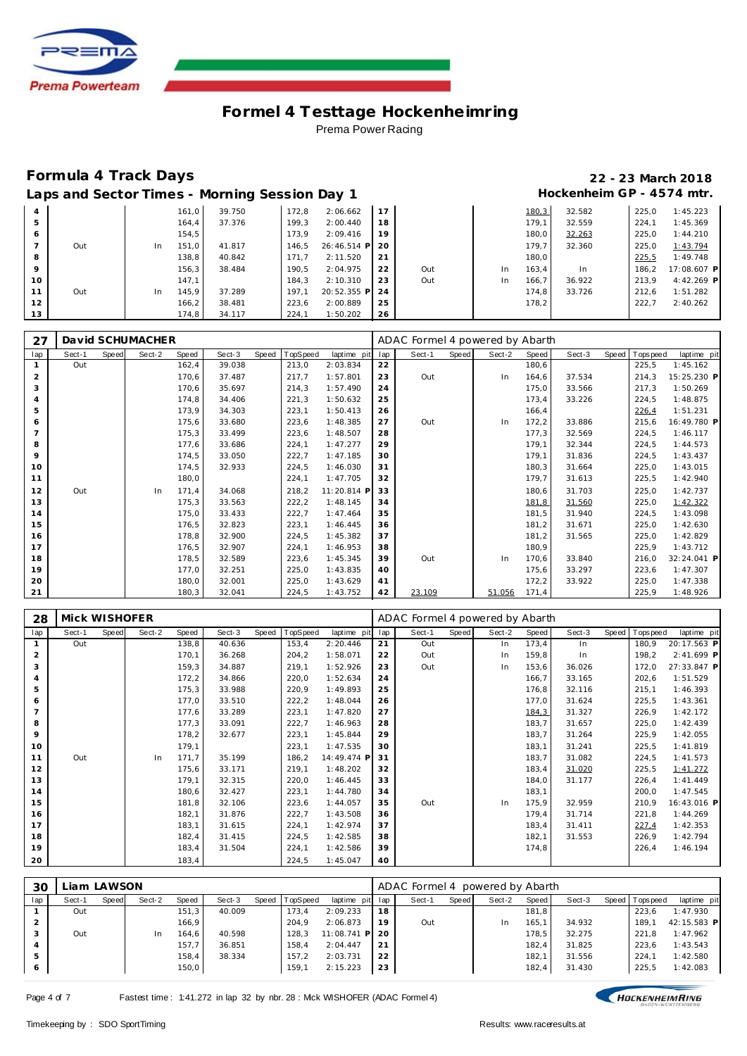# Formel 4 Testtage Hockenheimring

Prema Power Racing

## Formula 4 Track Days

**22 - 23 March 2018**

### Laps and Sector Times - Morning Session Day 1

**Hockenheim GP - 4574 mtr.**

| lap | Sect-1 | Speed | Sect-2 | Speed | Sect-3 | Speed | TopSpeed | laptime pit | lap | Sect-1 | Speed | Sect-2 | Speed | Sect-3 | Speed | Topspeed | laptime pit |
|---|---|---|---|---|---|---|---|---|---|---|---|---|---|---|---|---|---|
| 4 | | | | 161,0 | 39.750 | | 172,8 | 2:06.662 | 17 | | | | 180,3 | 32.582 | | 225,0 | 1:45.223 |
| 5 | | | | 164,4 | 37.376 | | 199,3 | 2:00.440 | 18 | | | | 179,1 | 32.559 | | 224,1 | 1:45.369 |
| 6 | | | | 154,5 | | | 173,9 | 2:09.416 | 19 | | | | 180,0 | 32.263 | | 225,0 | 1:44.210 |
| 7 | Out | | In | 151,0 | 41.817 | | 146,5 | 26:46.514 P | 20 | | | | 179,7 | 32.360 | | 225,0 | 1:43.794 |
| 8 | | | | 138,8 | 40.842 | | 171,7 | 2:11.520 | 21 | | | | 180,0 | | | 225,5 | 1:49.748 |
| 9 | | | | 156,3 | 38.484 | | 190,5 | 2:04.975 | 22 | Out | | In | 163,4 | In | | 186,2 | 17:08.607 P |
| 10 | | | | 147,1 | | | 184,3 | 2:10.310 | 23 | Out | | In | 166,7 | 36.922 | | 213,9 | 4:42.269 P |
| 11 | Out | | In | 145,9 | 37.289 | | 197,1 | 20:52.355 P | 24 | | | | 174,8 | 33.726 | | 212,6 | 1:51.282 |
| 12 | | | | 166,2 | 38.481 | | 223,6 | 2:00.889 | 25 | | | | 178,2 | | | 222,7 | 2:40.262 |
| 13 | | | | 174,8 | 34.117 | | 224,1 | 1:50.202 | 26 | | | | | | | | |

**27 David SCHUMACHER** — ADAC Formel 4 powered by Abarth

| lap | Sect-1 | Speed | Sect-2 | Speed | Sect-3 | Speed | TopSpeed | laptime pit | lap | Sect-1 | Speed | Sect-2 | Speed | Sect-3 | Speed | Topspeed | laptime pit |
|---|---|---|---|---|---|---|---|---|---|---|---|---|---|---|---|---|---|
| 1 | Out | | | 162,4 | 39.038 | | 213,0 | 2:03.834 | 22 | | | | 180,6 | | | 225,5 | 1:45.162 |
| 2 | | | | 170,6 | 37.487 | | 217,7 | 1:57.801 | 23 | Out | | In | 164,6 | 37.534 | | 214,3 | 15:25.230 P |
| 3 | | | | 170,6 | 35.697 | | 214,3 | 1:57.490 | 24 | | | | 175,0 | 33.566 | | 217,3 | 1:50.269 |
| 4 | | | | 174,8 | 34.406 | | 221,3 | 1:50.632 | 25 | | | | 173,4 | 33.226 | | 224,5 | 1:48.875 |
| 5 | | | | 173,9 | 34.303 | | 223,1 | 1:50.413 | 26 | | | | 166,4 | | | 226,4 | 1:51.231 |
| 6 | | | | 175,6 | 33.680 | | 223,6 | 1:48.385 | 27 | Out | | In | 172,2 | 33.886 | | 215,6 | 16:49.780 P |
| 7 | | | | 175,3 | 33.499 | | 223,6 | 1:48.507 | 28 | | | | 177,3 | 32.569 | | 224,5 | 1:46.117 |
| 8 | | | | 177,6 | 33.686 | | 224,1 | 1:47.277 | 29 | | | | 179,1 | 32.344 | | 224,5 | 1:44.573 |
| 9 | | | | 174,5 | 33.050 | | 222,7 | 1:47.185 | 30 | | | | 179,1 | 31.836 | | 224,5 | 1:43.437 |
| 10 | | | | 174,5 | 32.933 | | 224,5 | 1:46.030 | 31 | | | | 180,3 | 31.664 | | 225,0 | 1:43.015 |
| 11 | | | | 180,0 | | | 224,1 | 1:47.705 | 32 | | | | 179,7 | 31.613 | | 225,5 | 1:42.940 |
| 12 | Out | | In | 171,4 | 34.068 | | 218,2 | 11:20.814 P | 33 | | | | 180,6 | 31.703 | | 225,0 | 1:42.737 |
| 13 | | | | 175,3 | 33.563 | | 222,2 | 1:48.145 | 34 | | | | 181,8 | 31.560 | | 225,0 | 1:42.322 |
| 14 | | | | 175,0 | 33.433 | | 222,7 | 1:47.464 | 35 | | | | 181,5 | 31.940 | | 224,5 | 1:43.098 |
| 15 | | | | 176,5 | 32.823 | | 223,1 | 1:46.445 | 36 | | | | 181,2 | 31.671 | | 225,0 | 1:42.630 |
| 16 | | | | 178,8 | 32.900 | | 224,5 | 1:45.382 | 37 | | | | 181,2 | 31.565 | | 225,0 | 1:42.829 |
| 17 | | | | 176,5 | 32.907 | | 224,1 | 1:46.953 | 38 | | | | 180,9 | | | 225,9 | 1:43.712 |
| 18 | | | | 178,5 | 32.589 | | 223,6 | 1:45.345 | 39 | Out | | In | 170,6 | 33.840 | | 216,0 | 32:24.041 P |
| 19 | | | | 177,0 | 32.251 | | 225,0 | 1:43.835 | 40 | | | | 175,6 | 33.297 | | 223,6 | 1:47.307 |
| 20 | | | | 180,0 | 32.001 | | 225,0 | 1:43.629 | 41 | | | | 172,2 | 33.922 | | 225,0 | 1:47.338 |
| 21 | | | | 180,3 | 32.041 | | 224,5 | 1:43.752 | 42 | 23.109 | | 51.056 | 171,4 | | | 225,9 | 1:48.926 |

**28 Mick WISHOFER** — ADAC Formel 4 powered by Abarth

| lap | Sect-1 | Speed | Sect-2 | Speed | Sect-3 | Speed | TopSpeed | laptime pit | lap | Sect-1 | Speed | Sect-2 | Speed | Sect-3 | Speed | Topspeed | laptime pit |
|---|---|---|---|---|---|---|---|---|---|---|---|---|---|---|---|---|---|
| 1 | Out | | | 138,8 | 40.636 | | 153,4 | 2:20.446 | 21 | Out | | In | 173,4 | In | | 180,9 | 20:17.563 P |
| 2 | | | | 170,1 | 36.268 | | 204,2 | 1:58.071 | 22 | Out | | In | 159,8 | In | | 198,2 | 2:41.699 P |
| 3 | | | | 159,3 | 34.887 | | 219,1 | 1:52.926 | 23 | Out | | In | 153,6 | 36.026 | | 172,0 | 27:33.847 P |
| 4 | | | | 172,2 | 34.866 | | 220,0 | 1:52.634 | 24 | | | | 166,7 | 33.165 | | 202,6 | 1:51.529 |
| 5 | | | | 175,3 | 33.988 | | 220,9 | 1:49.893 | 25 | | | | 176,8 | 32.116 | | 215,1 | 1:46.393 |
| 6 | | | | 177,0 | 33.510 | | 222,2 | 1:48.044 | 26 | | | | 177,0 | 31.624 | | 225,5 | 1:43.361 |
| 7 | | | | 177,6 | 33.289 | | 223,1 | 1:47.820 | 27 | | | | 184,3 | 31.327 | | 226,9 | 1:42.172 |
| 8 | | | | 177,3 | 33.091 | | 222,7 | 1:46.963 | 28 | | | | 183,7 | 31.657 | | 225,0 | 1:42.439 |
| 9 | | | | 178,2 | 32.677 | | 223,1 | 1:45.844 | 29 | | | | 183,7 | 31.264 | | 225,9 | 1:42.055 |
| 10 | | | | 179,1 | | | 223,1 | 1:47.535 | 30 | | | | 183,1 | 31.241 | | 225,5 | 1:41.819 |
| 11 | Out | | In | 171,7 | 35.199 | | 186,2 | 14:49.474 P | 31 | | | | 183,7 | 31.082 | | 224,5 | 1:41.573 |
| 12 | | | | 175,6 | 33.171 | | 219,1 | 1:48.202 | 32 | | | | 183,4 | 31.020 | | 225,5 | 1:41.272 |
| 13 | | | | 179,1 | 32.315 | | 220,0 | 1:46.445 | 33 | | | | 184,0 | 31.177 | | 226,4 | 1:41.449 |
| 14 | | | | 180,6 | 32.427 | | 223,1 | 1:44.780 | 34 | | | | 183,1 | | | 200,0 | 1:47.545 |
| 15 | | | | 181,8 | 32.106 | | 223,6 | 1:44.057 | 35 | Out | | In | 175,9 | 32.959 | | 210,9 | 16:43.016 P |
| 16 | | | | 182,1 | 31.876 | | 222,7 | 1:43.508 | 36 | | | | 179,4 | 31.714 | | 221,8 | 1:44.269 |
| 17 | | | | 183,1 | 31.615 | | 224,1 | 1:42.974 | 37 | | | | 183,4 | 31.411 | | 227,4 | 1:42.353 |
| 18 | | | | 182,4 | 31.415 | | 224,5 | 1:42.585 | 38 | | | | 182,1 | 31.553 | | 226,9 | 1:42.794 |
| 19 | | | | 183,4 | 31.504 | | 224,1 | 1:42.586 | 39 | | | | 174,8 | | | 226,4 | 1:46.194 |
| 20 | | | | 183,4 | | | 224,5 | 1:45.047 | 40 | | | | | | | | |

**30 Liam LAWSON** — ADAC Formel 4 powered by Abarth

| lap | Sect-1 | Speed | Sect-2 | Speed | Sect-3 | Speed | TopSpeed | laptime pit | lap | Sect-1 | Speed | Sect-2 | Speed | Sect-3 | Speed | Topspeed | laptime pit |
|---|---|---|---|---|---|---|---|---|---|---|---|---|---|---|---|---|---|
| 1 | Out | | | 151,3 | 40.009 | | 173,4 | 2:09.233 | 18 | | | | 181,8 | | | 223,6 | 1:47.930 |
| 2 | | | | 166,9 | | | 204,9 | 2:06.873 | 19 | Out | | In | 165,1 | 34.932 | | 189,1 | 42:15.583 P |
| 3 | Out | | In | 164,6 | 40.598 | | 128,3 | 11:08.741 P | 20 | | | | 178,5 | 32.275 | | 221,8 | 1:47.962 |
| 4 | | | | 157,7 | 36.851 | | 158,4 | 2:04.447 | 21 | | | | 182,4 | 31.825 | | 223,6 | 1:43.543 |
| 5 | | | | 158,4 | 38.334 | | 157,2 | 2:03.731 | 22 | | | | 182,1 | 31.556 | | 224,1 | 1:42.580 |
| 6 | | | | 150,0 | | | 159,1 | 2:15.223 | 23 | | | | 182,4 | 31.430 | | 225,5 | 1:42.083 |

Fastest time : 1:41.272 in lap 32 by nbr. 28 : Mick WISHOFER (ADAC Formel 4)

Timekeeping by : SDO SportTiming

Results: www.raceresults.at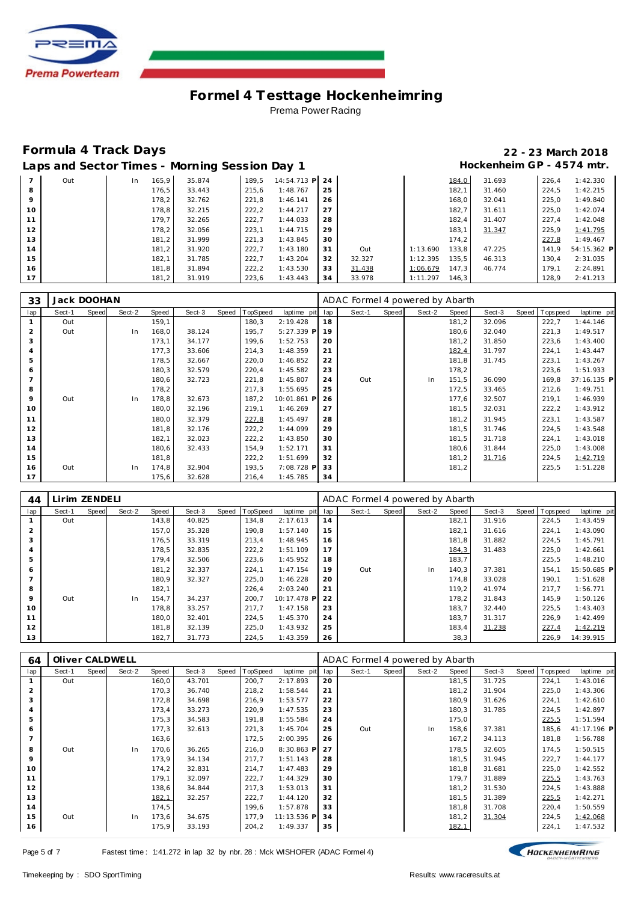# Formel 4 Testtage Hockenheimring

Prema Power Racing

## Formula 4 Track Days

**22 - 23 March 2018**

### Laps and Sector Times - Morning Session Day 1

**Hockenheim GP - 4574 mtr.**

| lap | Sect-1 | Speed | Sect-2 | Speed | Sect-3 | Speed | TopSpeed | laptime pit | lap | Sect-1 | Speed | Sect-2 | Speed | Sect-3 | Speed | Topspeed | laptime pit |
|---|---|---|---|---|---|---|---|---|---|---|---|---|---|---|---|---|---|
| 7 | Out | | In | 165,9 | 35.874 | | 189,5 | 14:54.713 P | 24 | | | | 184,0 | 31.693 | | 226,4 | 1:42.330 |
| 8 | | | | 176,5 | 33.443 | | 215,6 | 1:48.767 | 25 | | | | 182,1 | 31.460 | | 224,5 | 1:42.215 |
| 9 | | | | 178,2 | 32.762 | | 221,8 | 1:46.141 | 26 | | | | 168,0 | 32.041 | | 225,0 | 1:49.840 |
| 10 | | | | 178,8 | 32.215 | | 222,2 | 1:44.217 | 27 | | | | 182,7 | 31.611 | | 225,0 | 1:42.074 |
| 11 | | | | 179,7 | 32.265 | | 222,7 | 1:44.033 | 28 | | | | 182,4 | 31.407 | | 227,4 | 1:42.048 |
| 12 | | | | 178,2 | 32.056 | | 223,1 | 1:44.715 | 29 | | | | 183,1 | 31.347 | | 225,9 | 1:41.795 |
| 13 | | | | 181,2 | 31.999 | | 221,3 | 1:43.845 | 30 | | | | 174,2 | | | 227,8 | 1:49.467 |
| 14 | | | | 181,2 | 31.920 | | 222,7 | 1:43.180 | 31 | Out | | 1:13.690 | 133,8 | 47.225 | | 141,9 | 54:15.362 P |
| 15 | | | | 182,1 | 31.785 | | 222,7 | 1:43.204 | 32 | 32.327 | | 1:12.395 | 135,5 | 46.313 | | 130,4 | 2:31.035 |
| 16 | | | | 181,8 | 31.894 | | 222,2 | 1:43.530 | 33 | 31.438 | | 1:06.679 | 147,3 | 46.774 | | 179,1 | 2:24.891 |
| 17 | | | | 181,2 | 31.919 | | 223,6 | 1:43.443 | 34 | 33.978 | | 1:11.297 | 146,3 | | | 128,9 | 2:41.213 |

**33 Jack DOOHAN** — ADAC Formel 4 powered by Abarth

| lap | Sect-1 | Speed | Sect-2 | Speed | Sect-3 | Speed | TopSpeed | laptime pit | lap | Sect-1 | Speed | Sect-2 | Speed | Sect-3 | Speed | Topspeed | laptime pit |
|---|---|---|---|---|---|---|---|---|---|---|---|---|---|---|---|---|---|
| 1 | Out | | | 159,1 | | | 180,3 | 2:19.428 | 18 | | | | 181,2 | 32.096 | | 222,7 | 1:44.146 |
| 2 | Out | | In | 168,0 | 38.124 | | 195,7 | 5:27.339 P | 19 | | | | 180,6 | 32.040 | | 221,3 | 1:49.517 |
| 3 | | | | 173,1 | 34.177 | | 199,6 | 1:52.753 | 20 | | | | 181,2 | 31.850 | | 223,6 | 1:43.400 |
| 4 | | | | 177,3 | 33.606 | | 214,3 | 1:48.359 | 21 | | | | 182,4 | 31.797 | | 224,1 | 1:43.447 |
| 5 | | | | 178,5 | 32.667 | | 220,0 | 1:46.852 | 22 | | | | 181,8 | 31.745 | | 223,1 | 1:43.267 |
| 6 | | | | 180,3 | 32.579 | | 220,4 | 1:45.582 | 23 | | | | 178,2 | | | 223,6 | 1:51.933 |
| 7 | | | | 180,6 | 32.723 | | 221,8 | 1:45.807 | 24 | Out | | In | 151,5 | 36.090 | | 169,8 | 37:16.135 P |
| 8 | | | | 178,2 | | | 217,3 | 1:55.695 | 25 | | | | 172,5 | 33.465 | | 212,6 | 1:49.751 |
| 9 | Out | | In | 178,8 | 32.673 | | 187,2 | 10:01.861 P | 26 | | | | 177,6 | 32.507 | | 219,1 | 1:46.939 |
| 10 | | | | 180,0 | 32.196 | | 219,1 | 1:46.269 | 27 | | | | 181,5 | 32.031 | | 222,2 | 1:43.912 |
| 11 | | | | 180,0 | 32.379 | | 227,8 | 1:45.497 | 28 | | | | 181,2 | 31.945 | | 223,1 | 1:43.587 |
| 12 | | | | 181,8 | 32.176 | | 222,2 | 1:44.099 | 29 | | | | 181,5 | 31.746 | | 224,5 | 1:43.548 |
| 13 | | | | 182,1 | 32.023 | | 222,2 | 1:43.850 | 30 | | | | 181,5 | 31.718 | | 224,1 | 1:43.018 |
| 14 | | | | 180,6 | 32.433 | | 154,9 | 1:52.171 | 31 | | | | 180,6 | 31.844 | | 225,0 | 1:43.008 |
| 15 | | | | 181,8 | | | 222,2 | 1:51.699 | 32 | | | | 181,2 | 31.716 | | 224,5 | 1:42.719 |
| 16 | Out | | In | 174,8 | 32.904 | | 193,5 | 7:08.728 P | 33 | | | | 181,2 | | | 225,5 | 1:51.228 |
| 17 | | | | 175,6 | 32.628 | | 216,4 | 1:45.785 | 34 | | | | | | | | |

**44 Lirim ZENDELI** — ADAC Formel 4 powered by Abarth

| lap | Sect-1 | Speed | Sect-2 | Speed | Sect-3 | Speed | TopSpeed | laptime pit | lap | Sect-1 | Speed | Sect-2 | Speed | Sect-3 | Speed | Topspeed | laptime pit |
|---|---|---|---|---|---|---|---|---|---|---|---|---|---|---|---|---|---|
| 1 | Out | | | 143,8 | 40.825 | | 134,8 | 2:17.613 | 14 | | | | 182,1 | 31.916 | | 224,5 | 1:43.459 |
| 2 | | | | 157,0 | 35.328 | | 190,8 | 1:57.140 | 15 | | | | 182,1 | 31.616 | | 224,1 | 1:43.090 |
| 3 | | | | 176,5 | 33.319 | | 213,4 | 1:48.945 | 16 | | | | 181,8 | 31.882 | | 224,5 | 1:45.791 |
| 4 | | | | 178,5 | 32.835 | | 222,2 | 1:51.109 | 17 | | | | 184,3 | 31.483 | | 225,0 | 1:42.661 |
| 5 | | | | 179,4 | 32.506 | | 223,6 | 1:45.952 | 18 | | | | 183,7 | | | 225,5 | 1:48.210 |
| 6 | | | | 181,2 | 32.337 | | 224,1 | 1:47.154 | 19 | Out | | In | 140,3 | 37.381 | | 154,1 | 15:50.685 P |
| 7 | | | | 180,9 | 32.327 | | 225,0 | 1:46.228 | 20 | | | | 174,8 | 33.028 | | 190,1 | 1:51.628 |
| 8 | | | | 182,1 | | | 226,4 | 2:03.240 | 21 | | | | 119,2 | 41.974 | | 217,7 | 1:56.771 |
| 9 | Out | | In | 154,7 | 34.237 | | 200,7 | 10:17.478 P | 22 | | | | 178,2 | 31.843 | | 145,9 | 1:50.126 |
| 10 | | | | 178,8 | 33.257 | | 217,7 | 1:47.158 | 23 | | | | 183,7 | 32.440 | | 225,5 | 1:43.403 |
| 11 | | | | 180,0 | 32.401 | | 224,5 | 1:45.370 | 24 | | | | 183,7 | 31.317 | | 226,9 | 1:42.499 |
| 12 | | | | 181,8 | 32.139 | | 225,0 | 1:43.932 | 25 | | | | 183,4 | 31.238 | | 227,4 | 1:42.219 |
| 13 | | | | 182,7 | 31.773 | | 224,5 | 1:43.359 | 26 | | | | 38,3 | | | 226,9 | 14:39.915 |

**64 Oliver CALDWELL** — ADAC Formel 4 powered by Abarth

| lap | Sect-1 | Speed | Sect-2 | Speed | Sect-3 | Speed | TopSpeed | laptime pit | lap | Sect-1 | Speed | Sect-2 | Speed | Sect-3 | Speed | Topspeed | laptime pit |
|---|---|---|---|---|---|---|---|---|---|---|---|---|---|---|---|---|---|
| 1 | Out | | | 160,0 | 43.701 | | 200,7 | 2:17.893 | 20 | | | | 181,5 | 31.725 | | 224,1 | 1:43.016 |
| 2 | | | | 170,3 | 36.740 | | 218,2 | 1:58.544 | 21 | | | | 181,2 | 31.904 | | 225,0 | 1:43.306 |
| 3 | | | | 172,8 | 34.698 | | 216,9 | 1:53.577 | 22 | | | | 180,9 | 31.626 | | 224,1 | 1:42.610 |
| 4 | | | | 173,4 | 33.273 | | 220,9 | 1:47.535 | 23 | | | | 180,3 | 31.785 | | 224,5 | 1:42.897 |
| 5 | | | | 175,3 | 34.583 | | 191,8 | 1:55.584 | 24 | | | | 175,0 | | | 225,5 | 1:51.594 |
| 6 | | | | 177,3 | 32.613 | | 221,3 | 1:45.704 | 25 | Out | | In | 158,6 | 37.381 | | 185,6 | 41:17.196 P |
| 7 | | | | 163,6 | | | 172,5 | 2:00.395 | 26 | | | | 167,2 | 34.113 | | 181,8 | 1:56.788 |
| 8 | Out | | In | 170,6 | 36.265 | | 216,0 | 8:30.863 P | 27 | | | | 178,5 | 32.605 | | 174,5 | 1:50.515 |
| 9 | | | | 173,9 | 34.134 | | 217,7 | 1:51.143 | 28 | | | | 181,5 | 31.945 | | 222,7 | 1:44.177 |
| 10 | | | | 174,2 | 32.831 | | 214,7 | 1:47.483 | 29 | | | | 181,8 | 31.681 | | 225,0 | 1:42.552 |
| 11 | | | | 179,1 | 32.097 | | 222,7 | 1:44.329 | 30 | | | | 179,7 | 31.889 | | 225,5 | 1:43.763 |
| 12 | | | | 138,6 | 34.844 | | 217,3 | 1:53.013 | 31 | | | | 181,2 | 31.530 | | 224,5 | 1:43.888 |
| 13 | | | | 182,1 | 32.257 | | 222,7 | 1:44.120 | 32 | | | | 181,5 | 31.389 | | 225,5 | 1:42.271 |
| 14 | | | | 174,5 | | | 199,6 | 1:57.878 | 33 | | | | 181,8 | 31.708 | | 220,4 | 1:50.559 |
| 15 | Out | | In | 173,6 | 34.675 | | 177,9 | 11:13.536 P | 34 | | | | 181,2 | 31.304 | | 224,5 | 1:42.068 |
| 16 | | | | 175,9 | 33.193 | | 204,2 | 1:49.337 | 35 | | | | 182,1 | | | 224,1 | 1:47.532 |

Fastest time : 1:41.272 in lap 32 by nbr. 28 : Mick WISHOFER (ADAC Formel 4)

Timekeeping by : SDO SportTiming — Results: www.raceresults.at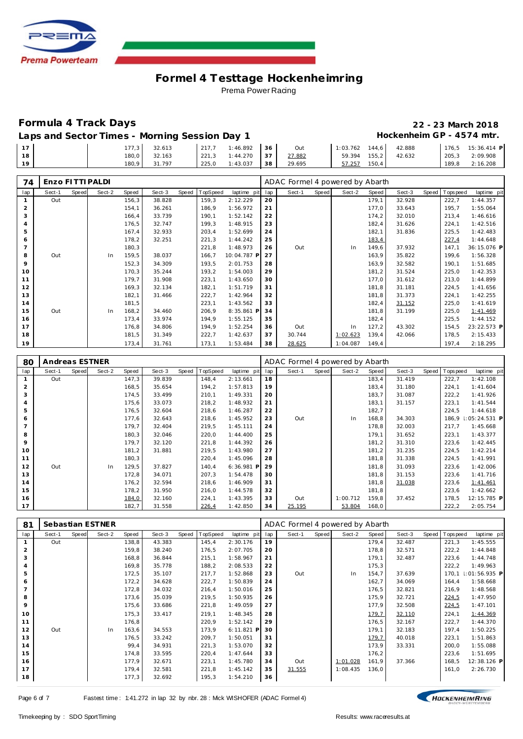# Formel 4 Testtage Hockenheimring

Prema Power Racing

## Formula 4 Track Days

**22 - 23 March 2018**

### Laps and Sector Times - Morning Session Day 1

**Hockenheim GP - 4574 mtr.**

| lap | Sect-1 | Speed | Sect-2 | Speed | Sect-3 | Speed | TopSpeed | laptime pit | lap | Sect-1 | Speed | Sect-2 | Speed | Sect-3 | Speed | Topspeed | laptime pit |
|---|---|---|---|---|---|---|---|---|---|---|---|---|---|---|---|---|---|
| 17 | | | | 177,3 | 32.613 | | 217,7 | 1:46.892 | 36 | Out | | 1:03.762 | 144,6 | 42.888 | | 176,5 | 15:36.414 P |
| 18 | | | | 180,0 | 32.163 | | 221,3 | 1:44.270 | 37 | 27.882 | | 59.394 | 155,2 | 42.632 | | 205,3 | 2:09.908 |
| 19 | | | | 180,9 | 31.797 | | 225,0 | 1:43.037 | 38 | 29.695 | | 57.257 | 150,4 | | | 189,8 | 2:16.208 |

**74 Enzo FITTIPALDI** — ADAC Formel 4 powered by Abarth

| lap | Sect-1 | Speed | Sect-2 | Speed | Sect-3 | Speed | TopSpeed | laptime pit | lap | Sect-1 | Speed | Sect-2 | Speed | Sect-3 | Speed | Topspeed | laptime pit |
|---|---|---|---|---|---|---|---|---|---|---|---|---|---|---|---|---|---|
| 1 | Out | | | 156,3 | 38.828 | | 159,3 | 2:12.229 | 20 | | | | 179,1 | 32.928 | | 222,7 | 1:44.357 |
| 2 | | | | 154,1 | 36.261 | | 186,9 | 1:56.972 | 21 | | | | 177,0 | 33.643 | | 195,7 | 1:55.064 |
| 3 | | | | 166,4 | 33.739 | | 190,1 | 1:52.142 | 22 | | | | 174,2 | 32.010 | | 213,4 | 1:46.616 |
| 4 | | | | 176,5 | 32.747 | | 199,3 | 1:48.915 | 23 | | | | 182,4 | 31.626 | | 224,1 | 1:42.516 |
| 5 | | | | 167,4 | 32.933 | | 203,4 | 1:52.699 | 24 | | | | 182,1 | 31.836 | | 225,5 | 1:42.483 |
| 6 | | | | 178,2 | 32.251 | | 221,3 | 1:44.242 | 25 | | | | 183,4 | | | 227,4 | 1:44.648 |
| 7 | | | | 180,3 | | | 221,8 | 1:48.973 | 26 | Out | | In | 149,6 | 37.932 | | 147,1 | 36:15.076 P |
| 8 | Out | | In | 159,5 | 38.037 | | 166,7 | 10:04.787 P | 27 | | | | 163,9 | 35.822 | | 199,6 | 1:56.328 |
| 9 | | | | 152,3 | 34.309 | | 193,5 | 2:01.753 | 28 | | | | 163,9 | 32.582 | | 190,1 | 1:51.685 |
| 10 | | | | 170,3 | 35.244 | | 193,2 | 1:54.003 | 29 | | | | 181,2 | 31.524 | | 225,0 | 1:42.353 |
| 11 | | | | 179,7 | 31.908 | | 223,1 | 1:43.650 | 30 | | | | 177,0 | 31.612 | | 213,0 | 1:44.899 |
| 12 | | | | 169,3 | 32.134 | | 182,1 | 1:51.719 | 31 | | | | 181,8 | 31.181 | | 224,5 | 1:41.656 |
| 13 | | | | 182,1 | 31.466 | | 222,7 | 1:42.964 | 32 | | | | 181,8 | 31.373 | | 224,1 | 1:42.255 |
| 14 | | | | 181,5 | | | 223,1 | 1:43.562 | 33 | | | | 182,4 | 31.152 | | 225,0 | 1:41.619 |
| 15 | Out | | In | 168,2 | 34.460 | | 206,9 | 8:35.861 P | 34 | | | | 181,8 | 31.199 | | 225,0 | 1:41.469 |
| 16 | | | | 173,4 | 33.974 | | 194,9 | 1:55.125 | 35 | | | | 182,4 | | | 225,5 | 1:44.152 |
| 17 | | | | 176,8 | 34.806 | | 194,9 | 1:52.254 | 36 | Out | | In | 127,2 | 43.302 | | 154,5 | 23:22.573 P |
| 18 | | | | 181,5 | 31.349 | | 222,7 | 1:42.637 | 37 | 30.744 | | 1:02.623 | 139,4 | 42.066 | | 178,5 | 2:15.433 |
| 19 | | | | 173,4 | 31.761 | | 173,1 | 1:53.484 | 38 | 28.625 | | 1:04.087 | 149,4 | | | 197,4 | 2:18.295 |

**80 Andreas ESTNER** — ADAC Formel 4 powered by Abarth

| lap | Sect-1 | Speed | Sect-2 | Speed | Sect-3 | Speed | TopSpeed | laptime pit | lap | Sect-1 | Speed | Sect-2 | Speed | Sect-3 | Speed | Topspeed | laptime pit |
|---|---|---|---|---|---|---|---|---|---|---|---|---|---|---|---|---|---|
| 1 | Out | | | 147,3 | 39.839 | | 148,4 | 2:13.661 | 18 | | | | 183,4 | 31.419 | | 222,7 | 1:42.108 |
| 2 | | | | 168,5 | 35.654 | | 194,2 | 1:57.813 | 19 | | | | 183,4 | 31.180 | | 224,1 | 1:41.604 |
| 3 | | | | 174,5 | 33.499 | | 210,1 | 1:49.331 | 20 | | | | 183,7 | 31.087 | | 222,2 | 1:41.926 |
| 4 | | | | 175,6 | 33.073 | | 218,2 | 1:48.932 | 21 | | | | 183,1 | 31.157 | | 223,1 | 1:41.544 |
| 5 | | | | 176,5 | 32.604 | | 218,6 | 1:46.287 | 22 | | | | 182,7 | | | 224,5 | 1:44.618 |
| 6 | | | | 177,6 | 32.643 | | 218,6 | 1:45.952 | 23 | Out | | In | 168,8 | 34.303 | | 186,9 | 1:05:24.531 P |
| 7 | | | | 179,7 | 32.404 | | 219,5 | 1:45.111 | 24 | | | | 178,8 | 32.003 | | 217,7 | 1:45.668 |
| 8 | | | | 180,3 | 32.046 | | 220,0 | 1:44.400 | 25 | | | | 179,1 | 31.652 | | 223,1 | 1:43.377 |
| 9 | | | | 179,7 | 32.120 | | 221,8 | 1:44.392 | 26 | | | | 181,2 | 31.310 | | 223,6 | 1:42.445 |
| 10 | | | | 181,2 | 31.881 | | 219,5 | 1:43.980 | 27 | | | | 181,2 | 31.235 | | 224,5 | 1:42.214 |
| 11 | | | | 180,3 | | | 220,4 | 1:45.096 | 28 | | | | 181,8 | 31.338 | | 224,5 | 1:41.991 |
| 12 | Out | | In | 129,5 | 37.827 | | 140,4 | 6:36.981 P | 29 | | | | 181,8 | 31.093 | | 223,6 | 1:42.006 |
| 13 | | | | 172,8 | 34.071 | | 207,3 | 1:54.478 | 30 | | | | 181,8 | 31.153 | | 223,6 | 1:41.716 |
| 14 | | | | 176,2 | 32.594 | | 218,6 | 1:46.909 | 31 | | | | 181,8 | 31.038 | | 223,6 | 1:41.461 |
| 15 | | | | 178,2 | 31.950 | | 216,0 | 1:44.578 | 32 | | | | 181,8 | | | 223,6 | 1:42.662 |
| 16 | | | | 184,0 | 32.160 | | 224,1 | 1:43.395 | 33 | Out | | 1:00.712 | 159,8 | 37.452 | | 178,5 | 12:15.785 P |
| 17 | | | | 182,7 | 31.558 | | 226,4 | 1:42.850 | 34 | 25.195 | | 53.804 | 168,0 | | | 222,2 | 2:05.754 |

**81 Sebastian ESTNER** — ADAC Formel 4 powered by Abarth

| lap | Sect-1 | Speed | Sect-2 | Speed | Sect-3 | Speed | TopSpeed | laptime pit | lap | Sect-1 | Speed | Sect-2 | Speed | Sect-3 | Speed | Topspeed | laptime pit |
|---|---|---|---|---|---|---|---|---|---|---|---|---|---|---|---|---|---|
| 1 | Out | | | 138,8 | 43.383 | | 145,4 | 2:30.176 | 19 | | | | 179,4 | 32.487 | | 221,3 | 1:45.555 |
| 2 | | | | 159,8 | 38.240 | | 176,5 | 2:07.705 | 20 | | | | 178,8 | 32.571 | | 222,2 | 1:44.848 |
| 3 | | | | 168,8 | 36.844 | | 215,1 | 1:58.967 | 21 | | | | 179,1 | 32.487 | | 223,6 | 1:44.748 |
| 4 | | | | 169,8 | 35.778 | | 188,2 | 2:08.533 | 22 | | | | 175,3 | | | 222,2 | 1:49.963 |
| 5 | | | | 172,5 | 35.107 | | 217,7 | 1:52.868 | 23 | Out | | In | 154,7 | 37.639 | | 170,1 | 1:01:56.935 P |
| 6 | | | | 172,2 | 34.628 | | 222,7 | 1:50.839 | 24 | | | | 162,7 | 34.069 | | 164,4 | 1:58.668 |
| 7 | | | | 172,8 | 34.032 | | 216,4 | 1:50.016 | 25 | | | | 176,5 | 32.821 | | 216,9 | 1:48.568 |
| 8 | | | | 173,6 | 35.039 | | 219,5 | 1:50.935 | 26 | | | | 175,9 | 32.721 | | 224,5 | 1:47.950 |
| 9 | | | | 175,6 | 33.686 | | 221,8 | 1:49.059 | 27 | | | | 177,9 | 32.508 | | 224,5 | 1:47.101 |
| 10 | | | | 175,3 | 33.417 | | 219,1 | 1:48.345 | 28 | | | | 179,7 | 32.110 | | 224,1 | 1:44.369 |
| 11 | | | | 176,8 | | | 220,9 | 1:52.142 | 29 | | | | 176,5 | 32.167 | | 222,7 | 1:44.370 |
| 12 | Out | | In | 163,6 | 34.553 | | 173,9 | 6:11.821 P | 30 | | | | 179,1 | 32.183 | | 197,4 | 1:50.225 |
| 13 | | | | 176,5 | 33.242 | | 209,7 | 1:50.051 | 31 | | | | 179,7 | 40.018 | | 223,1 | 1:51.863 |
| 14 | | | | 99,4 | 34.931 | | 221,3 | 1:53.070 | 32 | | | | 173,9 | 33.331 | | 200,0 | 1:55.088 |
| 15 | | | | 174,8 | 33.595 | | 220,4 | 1:47.644 | 33 | | | | 176,2 | | | 223,6 | 1:51.695 |
| 16 | | | | 177,9 | 32.671 | | 223,1 | 1:45.780 | 34 | Out | | 1:01.028 | 161,9 | 37.366 | | 168,5 | 12:38.126 P |
| 17 | | | | 179,4 | 32.581 | | 221,8 | 1:45.142 | 35 | 31.555 | | 1:08.435 | 136,0 | | | 161,0 | 2:26.730 |
| 18 | | | | 177,3 | 32.692 | | 195,3 | 1:54.210 | 36 | | | | | | | | |

Fastest time : 1:41.272 in lap 32 by nbr. 28 : Mick WISHOFER (ADAC Formel 4)

Timekeeping by : SDO SportTiming — Results: www.raceresults.at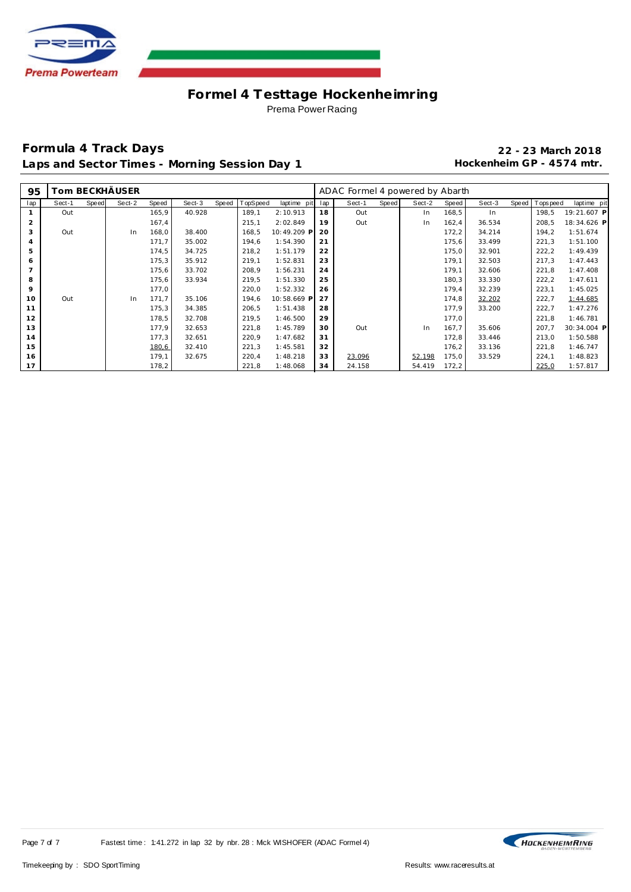# Formel 4 Testtage Hockenheimring

Prema Power Racing

## Formula 4 Track Days

**Laps and Sector Times - Morning Session Day 1**

**22 - 23 March 2018**
**Hockenheim GP - 4574 mtr.**

| 95 | Tom BECKHÄUSER | | | | | | | | | ADAC Formel 4 powered by Abarth | | | | | | | | | |
|---|---|---|---|---|---|---|---|---|---|---|---|---|---|---|---|---|---|---|---|
| lap | Sect-1 | Speed | Sect-2 | Speed | Sect-3 | Speed | TopSpeed | laptime pit | lap | Sect-1 | Speed | Sect-2 | Speed | Sect-3 | Speed | Topspeed | laptime pit |
| 1 | Out | | | 165,9 | 40.928 | | 189,1 | 2:10.913 | 18 | Out | | In | 168,5 | In | | 198,5 | 19:21.607 P |
| 2 | | | | 167,4 | | | 215,1 | 2:02.849 | 19 | Out | | In | 162,4 | 36.534 | | 208,5 | 18:34.626 P |
| 3 | Out | | In | 168,0 | 38.400 | | 168,5 | 10:49.209 P | 20 | | | | 172,2 | 34.214 | | 194,2 | 1:51.674 |
| 4 | | | | 171,7 | 35.002 | | 194,6 | 1:54.390 | 21 | | | | 175,6 | 33.499 | | 221,3 | 1:51.100 |
| 5 | | | | 174,5 | 34.725 | | 218,2 | 1:51.179 | 22 | | | | 175,0 | 32.901 | | 222,2 | 1:49.439 |
| 6 | | | | 175,3 | 35.912 | | 219,1 | 1:52.831 | 23 | | | | 179,1 | 32.503 | | 217,3 | 1:47.443 |
| 7 | | | | 175,6 | 33.702 | | 208,9 | 1:56.231 | 24 | | | | 179,1 | 32.606 | | 221,8 | 1:47.408 |
| 8 | | | | 175,6 | 33.934 | | 219,5 | 1:51.330 | 25 | | | | 180,3 | 33.330 | | 222,2 | 1:47.611 |
| 9 | | | | 177,0 | | | 220,0 | 1:52.332 | 26 | | | | 179,4 | 32.239 | | 223,1 | 1:45.025 |
| 10 | Out | | In | 171,7 | 35.106 | | 194,6 | 10:58.669 P | 27 | | | | 174,8 | 32.202 | | 222,7 | 1:44.685 |
| 11 | | | | 175,3 | 34.385 | | 206,5 | 1:51.438 | 28 | | | | 177,9 | 33.200 | | 222,7 | 1:47.276 |
| 12 | | | | 178,5 | 32.708 | | 219,5 | 1:46.500 | 29 | | | | 177,0 | | | 221,8 | 1:46.781 |
| 13 | | | | 177,9 | 32.653 | | 221,8 | 1:45.789 | 30 | Out | | In | 167,7 | 35.606 | | 207,7 | 30:34.004 P |
| 14 | | | | 177,3 | 32.651 | | 220,9 | 1:47.682 | 31 | | | | 172,8 | 33.446 | | 213,0 | 1:50.588 |
| 15 | | | | 180,6 | 32.410 | | 221,3 | 1:45.581 | 32 | | | | 176,2 | 33.136 | | 221,8 | 1:46.747 |
| 16 | | | | 179,1 | 32.675 | | 220,4 | 1:48.218 | 33 | 23.096 | | 52.198 | 175,0 | 33.529 | | 224,1 | 1:48.823 |
| 17 | | | | 178,2 | | | 221,8 | 1:48.068 | 34 | 24.158 | | 54.419 | 172,2 | | | 225,0 | 1:57.817 |

Fastest time : 1:41.272 in lap 32 by nbr. 28 : Mick WISHOFER (ADAC Formel 4)

Timekeeping by : SDO SportTiming

Results: www.raceresults.at